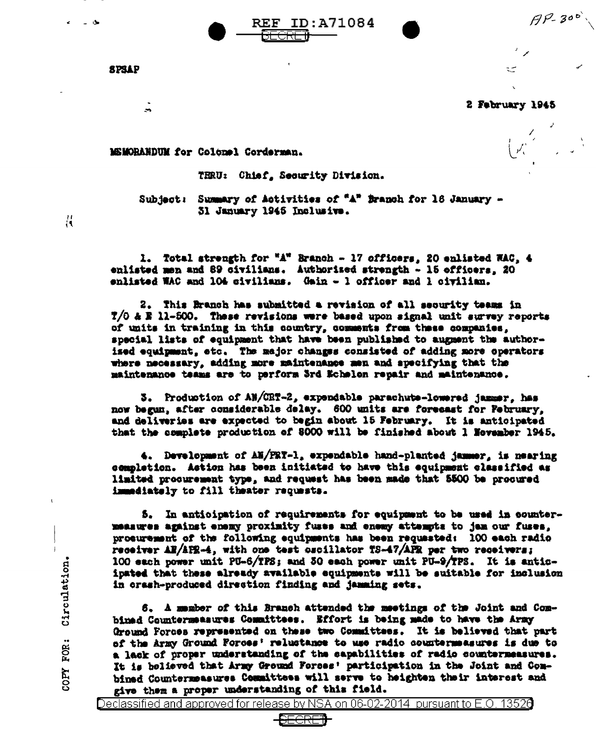REF ID:A71084

SECRET

AP-300

SPSAP

2 February 1945

MEMORANDUM for Colonel Corderman.

THRU: Chief, Security Division.

Subject: Summary of Activities of "A" Branch for 16 January - 31 January 1945 Inclusive.

1. Total strength for "A" Branch - 17 officers, 20 enlisted WAC, 4 enlisted men and 89 civilians. Authorized strength - 15 officers, 20 enlisted WAC and 104 civilians. Gain - 1 officer and 1 civilian.

2. This Branch has submitted a revision of all security teams in T/O & E 11-500. These revisions were based upon signal unit survey reports of units in training in this country, comments from these companies, special lists of equipment that have been published to augment the authorized equipment, etc. The major changes consisted of adding more operators where necessary, adding more maintenance men and specifying that the maintenance teams are to perform 3rd Echelon repair and maintenance.

3. Production of AN/CRT-2, expendable parachute-lowered jammer, has now begun, after considerable delay. 600 units are forecast for February, and deliveries are expected to begin about 15 February. It is anticipated that the complete production of 8000 will be finished about 1 November 1945.

4. Development of AN/PRT-1, expendable hand-planted jammer, is nearing completion. Action has been initiated to have this equipment classified as limited procurement type, and request has been made that 5500 be procured immediately to fill theater requests.

5. In anticipation of requirements for equipment to be used in countermeasures against enemy proximity fuses and enemy attempts to jam our fuses, procurement of the following equipments has been requested: 100 each radio receiver AN/APR-4, with one test oscillator TS-47/APR per two receivers; 100 each power unit PU-6/TPS; and 50 each power unit PU-9/TPS. It is anticipated that these already available equipments will be suitable for inclusion in crash-produced direction finding and jamming sets.

6. A member of this Branch attended the meetings of the Joint and Combined Countermeasures Committees. Effort is being made to have the Army Ground Forces represented on these two Committees. It is believed that part of the Army Ground Forces' reluctance to use radio countermeasures is due to a lack of proper understanding of the capabilities of radio countermeasures. It is believed that Army Ground Forces' participation in the Joint and Combined Countermeasures Committees will serve to heighten their interest and give them a proper understanding of this field.

COPY FOR: Circulation.

Declassified and approved for release by NSA on 06-02-2014 pursuant to E.O. 13526

SECRET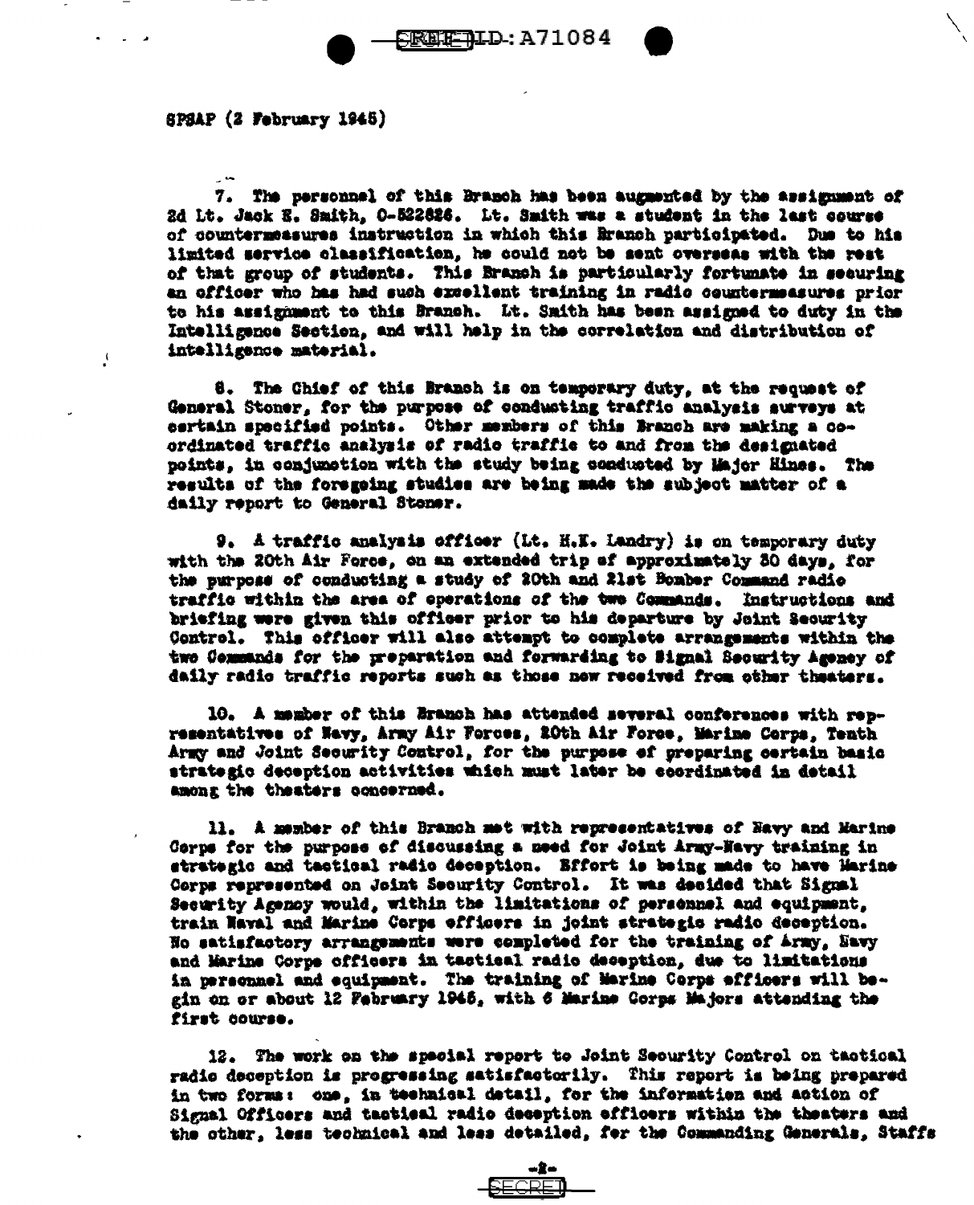SPSAP (2 February 1945)

7. The personnel of this Branch has been augmented by the assignment of 2d Lt. Jack E. Smith, O-522826. Lt. Smith was a student in the last course of countermeasures instruction in which this Branch participated. Due to his limited service classification, he could not be sent overseas with the rest of that group of students. This Branch is particularly fortunate in securing an officer who has had such excellent training in radio countermeasures prior to his assignment to this Branch. Lt. Smith has been assigned to duty in the Intelligence Section, and will help in the correlation and distribution of intelligence material.

8. The Chief of this Branch is on temporary duty, at the request of General Stoner, for the purpose of conducting traffic analysis surveys at certain specified points. Other members of this Branch are making a coordinated traffic analysis of radio traffic to and from the designated points, in conjunction with the study being conducted by Major Hines. The results of the foregoing studies are being made the subject matter of a daily report to General Stoner.

9. A traffic analysis officer (Lt. H.E. Landry) is on temporary duty with the 20th Air Force, on an extended trip of approximately 30 days, for the purpose of conducting a study of 20th and 21st Bomber Command radio traffic within the area of operations of the two Commands. Instructions and briefing were given this officer prior to his departure by Joint Security Control. This officer will also attempt to complete arrangements within the two Commands for the preparation and forwarding to Signal Security Agency of daily radio traffic reports such as those now received from other theaters.

10. A member of this Branch has attended several conferences with representatives of Navy, Army Air Forces, 20th Air Force, Marine Corps, Tenth Army and Joint Security Control, for the purpose of preparing certain basic strategic deception activities which must later be coordinated in detail among the theaters concerned.

11. A member of this Branch met with representatives of Navy and Marine Corps for the purpose of discussing a need for Joint Army-Navy training in strategic and tactical radio deception. Effort is being made to have Marine Corps represented on Joint Security Control. It was decided that Signal Security Agency would, within the limitations of personnel and equipment, train Naval and Marine Corps officers in joint strategic radio deception. No satisfactory arrangements were completed for the training of Army, Navy and Marine Corps officers in tactical radio deception, due to limitations in personnel and equipment. The training of Marine Corps officers will begin on or about 12 February 1945, with 6 Marine Corps Majors attending the first course.

12. The work on the special report to Joint Security Control on tactical radio deception is progressing satisfactorily. This report is being prepared in two forms: one, in technical detail, for the information and action of Signal Officers and tactical radio deception officers within the theaters and the other, less technical and less detailed, for the Commanding Generals, Staffs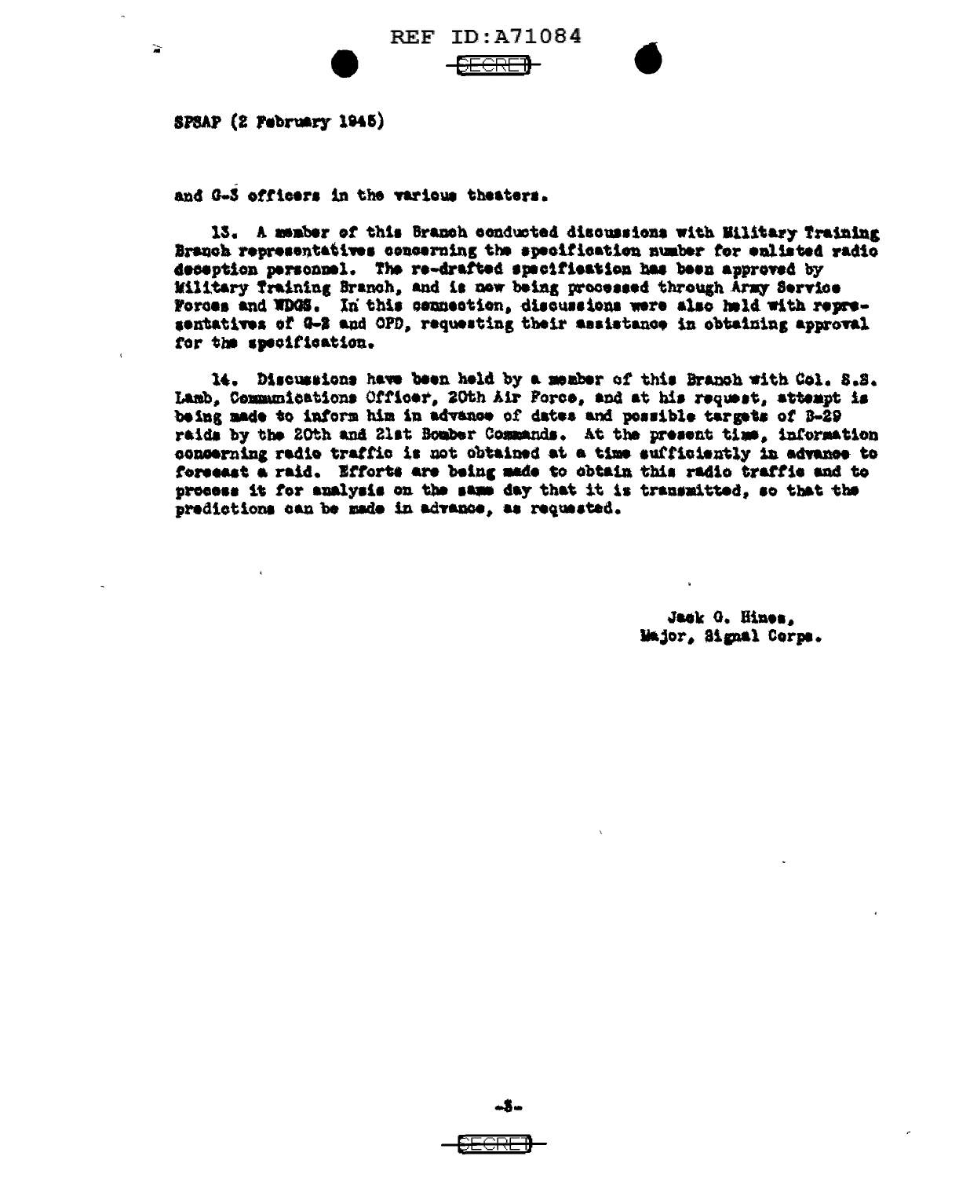SPSAP (2 February 1945)

and G-3 officers in the various theaters.

13. A member of this Branch conducted discussions with Military Training Branch representatives concerning the specification number for enlisted radio deception personnel. The re-drafted specification has been approved by Military Training Branch, and is now being processed through Army Service Forces and WDGS. In this connection, discussions were also held with representatives of G-2 and OPD, requesting their assistance in obtaining approval for the specification.

14. Discussions have been held by a member of this Branch with Col. S.S. Lamb, Communications Officer, 20th Air Force, and at his request, attempt is being made to inform him in advance of dates and possible targets of B-29 raids by the 20th and 21st Bomber Commands. At the present time, information concerning radio traffic is not obtained at a time sufficiently in advance to forecast a raid. Efforts are being made to obtain this radio traffic and to process it for analysis on the same day that it is transmitted, so that the predictions can be made in advance, as requested.

Jack O. Hines,
Major, Signal Corps.